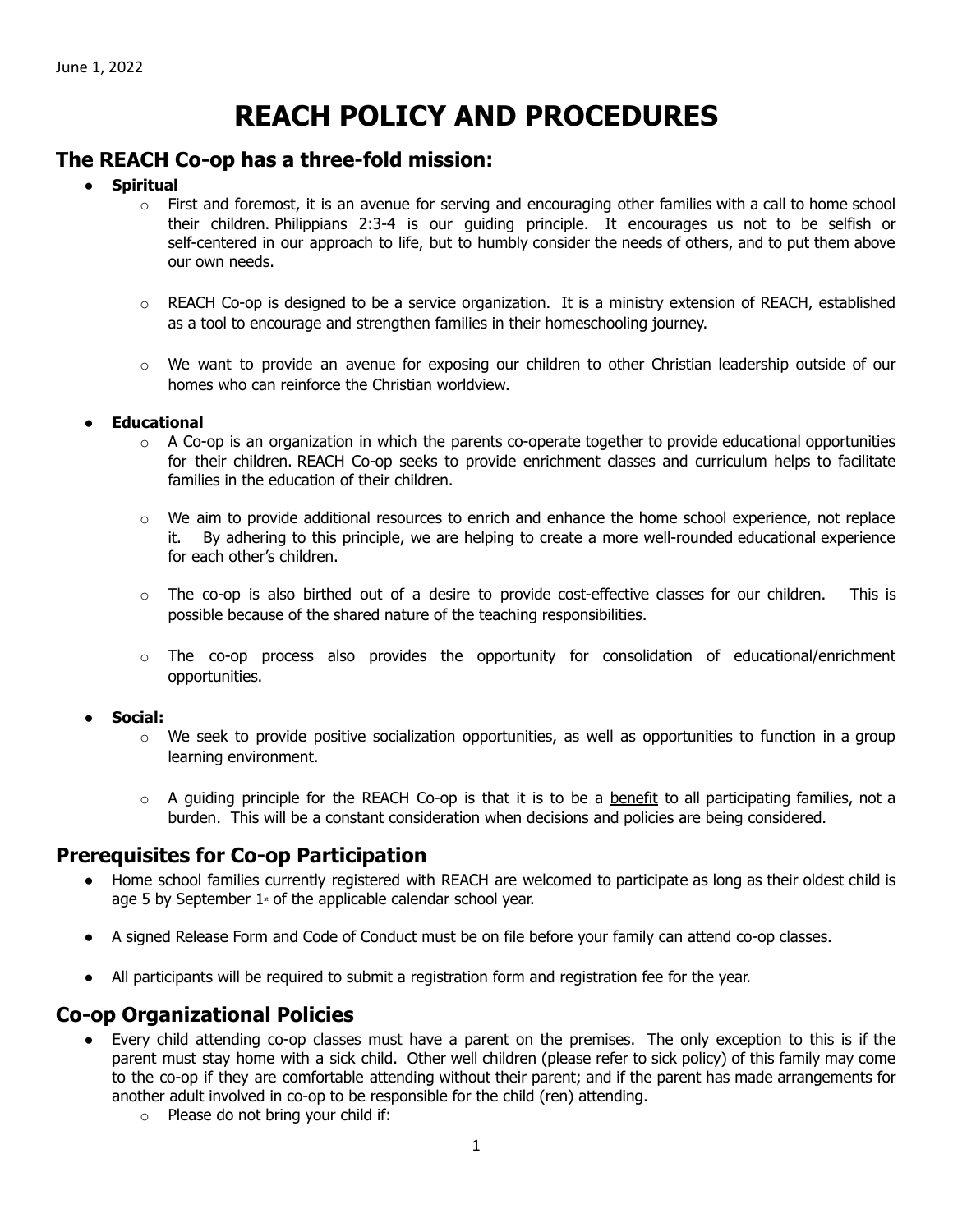June 1, 2022

# REACH POLICY AND PROCEDURES

## The REACH Co-op has a three-fold mission:

- **Spiritual**
  - First and foremost, it is an avenue for serving and encouraging other families with a call to home school their children. Philippians 2:3-4 is our guiding principle. It encourages us not to be selfish or self-centered in our approach to life, but to humbly consider the needs of others, and to put them above our own needs.
  - REACH Co-op is designed to be a service organization. It is a ministry extension of REACH, established as a tool to encourage and strengthen families in their homeschooling journey.
  - We want to provide an avenue for exposing our children to other Christian leadership outside of our homes who can reinforce the Christian worldview.
- **Educational**
  - A Co-op is an organization in which the parents co-operate together to provide educational opportunities for their children. REACH Co-op seeks to provide enrichment classes and curriculum helps to facilitate families in the education of their children.
  - We aim to provide additional resources to enrich and enhance the home school experience, not replace it. By adhering to this principle, we are helping to create a more well-rounded educational experience for each other's children.
  - The co-op is also birthed out of a desire to provide cost-effective classes for our children. This is possible because of the shared nature of the teaching responsibilities.
  - The co-op process also provides the opportunity for consolidation of educational/enrichment opportunities.
- **Social:**
  - We seek to provide positive socialization opportunities, as well as opportunities to function in a group learning environment.
  - A guiding principle for the REACH Co-op is that it is to be a <u>benefit</u> to all participating families, not a burden. This will be a constant consideration when decisions and policies are being considered.

## Prerequisites for Co-op Participation

- Home school families currently registered with REACH are welcomed to participate as long as their oldest child is age 5 by September 1st of the applicable calendar school year.
- A signed Release Form and Code of Conduct must be on file before your family can attend co-op classes.
- All participants will be required to submit a registration form and registration fee for the year.

## Co-op Organizational Policies

- Every child attending co-op classes must have a parent on the premises. The only exception to this is if the parent must stay home with a sick child. Other well children (please refer to sick policy) of this family may come to the co-op if they are comfortable attending without their parent; and if the parent has made arrangements for another adult involved in co-op to be responsible for the child (ren) attending.
  - Please do not bring your child if: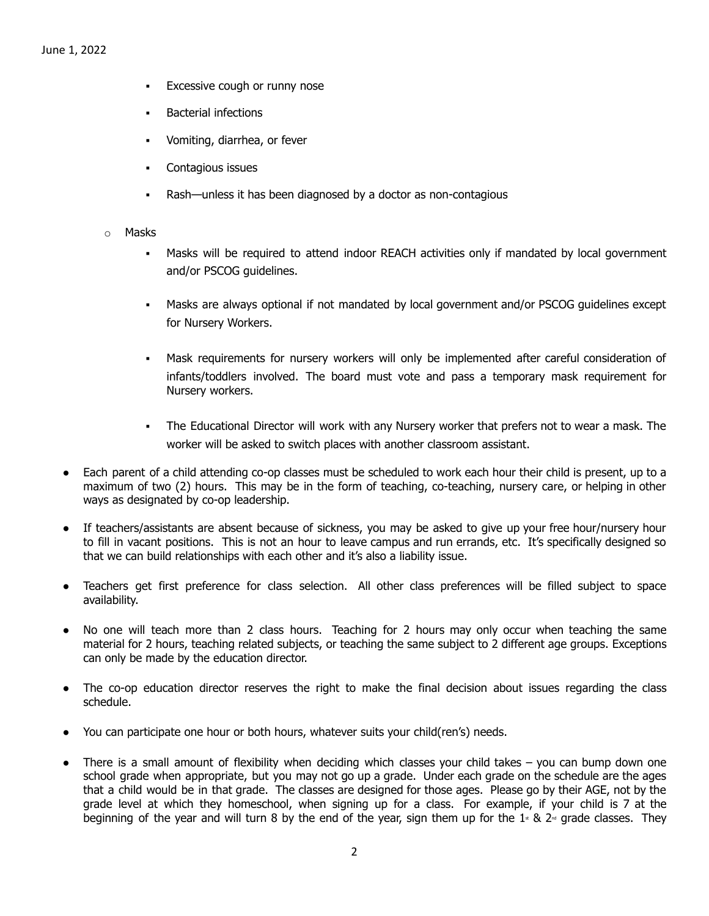- Excessive cough or runny nose
- Bacterial infections
- Vomiting, diarrhea, or fever
- Contagious issues
- Rash—unless it has been diagnosed by a doctor as non-contagious

- Masks
  - Masks will be required to attend indoor REACH activities only if mandated by local government and/or PSCOG guidelines.
  - Masks are always optional if not mandated by local government and/or PSCOG guidelines except for Nursery Workers.
  - Mask requirements for nursery workers will only be implemented after careful consideration of infants/toddlers involved. The board must vote and pass a temporary mask requirement for Nursery workers.
  - The Educational Director will work with any Nursery worker that prefers not to wear a mask. The worker will be asked to switch places with another classroom assistant.

- Each parent of a child attending co-op classes must be scheduled to work each hour their child is present, up to a maximum of two (2) hours. This may be in the form of teaching, co-teaching, nursery care, or helping in other ways as designated by co-op leadership.
- If teachers/assistants are absent because of sickness, you may be asked to give up your free hour/nursery hour to fill in vacant positions. This is not an hour to leave campus and run errands, etc. It's specifically designed so that we can build relationships with each other and it's also a liability issue.
- Teachers get first preference for class selection. All other class preferences will be filled subject to space availability.
- No one will teach more than 2 class hours. Teaching for 2 hours may only occur when teaching the same material for 2 hours, teaching related subjects, or teaching the same subject to 2 different age groups. Exceptions can only be made by the education director.
- The co-op education director reserves the right to make the final decision about issues regarding the class schedule.
- You can participate one hour or both hours, whatever suits your child(ren's) needs.
- There is a small amount of flexibility when deciding which classes your child takes – you can bump down one school grade when appropriate, but you may not go up a grade. Under each grade on the schedule are the ages that a child would be in that grade. The classes are designed for those ages. Please go by their AGE, not by the grade level at which they homeschool, when signing up for a class. For example, if your child is 7 at the beginning of the year and will turn 8 by the end of the year, sign them up for the 1st & 2nd grade classes. They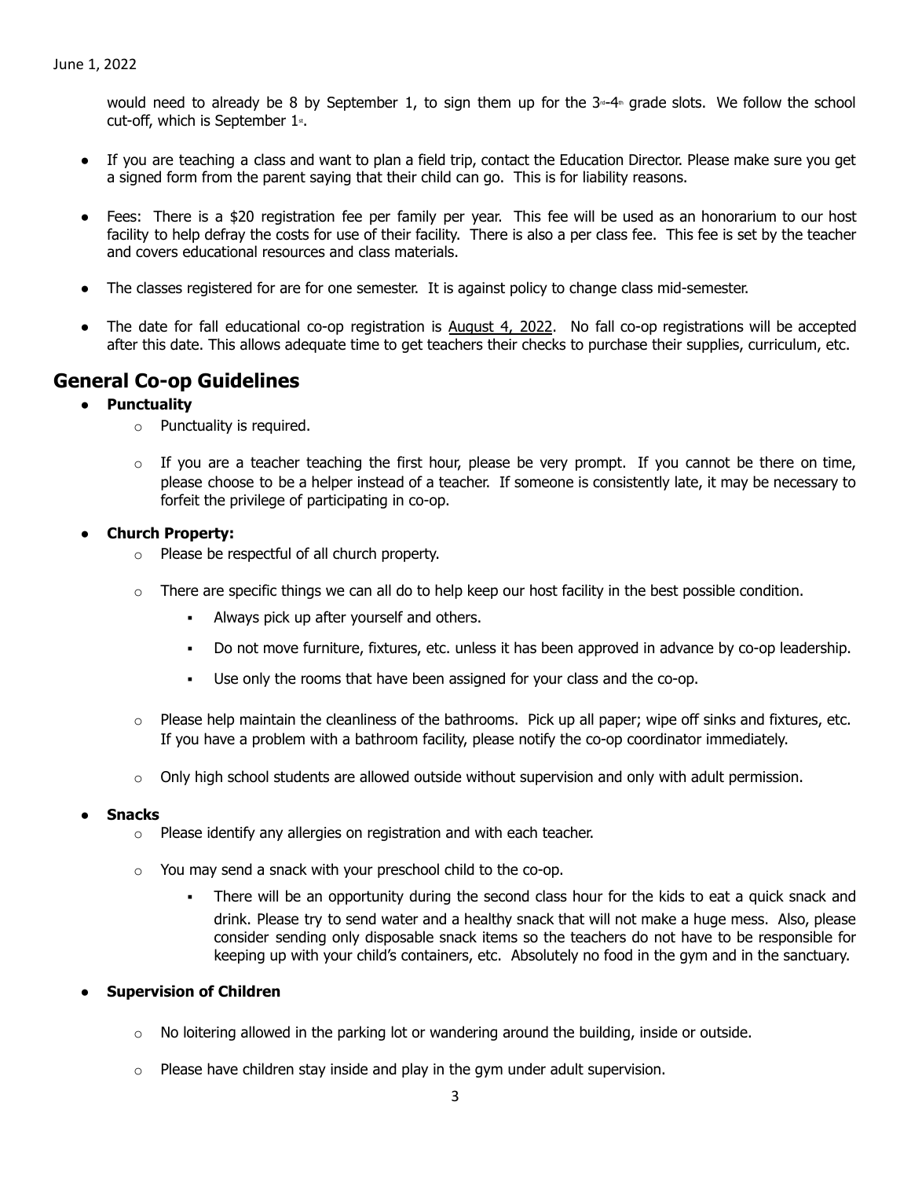would need to already be 8 by September 1, to sign them up for the 3rd-4th grade slots. We follow the school cut-off, which is September 1st.

- If you are teaching a class and want to plan a field trip, contact the Education Director. Please make sure you get a signed form from the parent saying that their child can go. This is for liability reasons.

- Fees: There is a $20 registration fee per family per year. This fee will be used as an honorarium to our host facility to help defray the costs for use of their facility. There is also a per class fee. This fee is set by the teacher and covers educational resources and class materials.

- The classes registered for are for one semester. It is against policy to change class mid-semester.

- The date for fall educational co-op registration is <u>August 4, 2022</u>. No fall co-op registrations will be accepted after this date. This allows adequate time to get teachers their checks to purchase their supplies, curriculum, etc.

## General Co-op Guidelines

- **Punctuality**
  - Punctuality is required.
  - If you are a teacher teaching the first hour, please be very prompt. If you cannot be there on time, please choose to be a helper instead of a teacher. If someone is consistently late, it may be necessary to forfeit the privilege of participating in co-op.

- **Church Property:**
  - Please be respectful of all church property.
  - There are specific things we can all do to help keep our host facility in the best possible condition.
    - Always pick up after yourself and others.
    - Do not move furniture, fixtures, etc. unless it has been approved in advance by co-op leadership.
    - Use only the rooms that have been assigned for your class and the co-op.
  - Please help maintain the cleanliness of the bathrooms. Pick up all paper; wipe off sinks and fixtures, etc. If you have a problem with a bathroom facility, please notify the co-op coordinator immediately.
  - Only high school students are allowed outside without supervision and only with adult permission.

- **Snacks**
  - Please identify any allergies on registration and with each teacher.
  - You may send a snack with your preschool child to the co-op.
    - There will be an opportunity during the second class hour for the kids to eat a quick snack and drink. Please try to send water and a healthy snack that will not make a huge mess. Also, please consider sending only disposable snack items so the teachers do not have to be responsible for keeping up with your child's containers, etc. Absolutely no food in the gym and in the sanctuary.

- **Supervision of Children**
  - No loitering allowed in the parking lot or wandering around the building, inside or outside.
  - Please have children stay inside and play in the gym under adult supervision.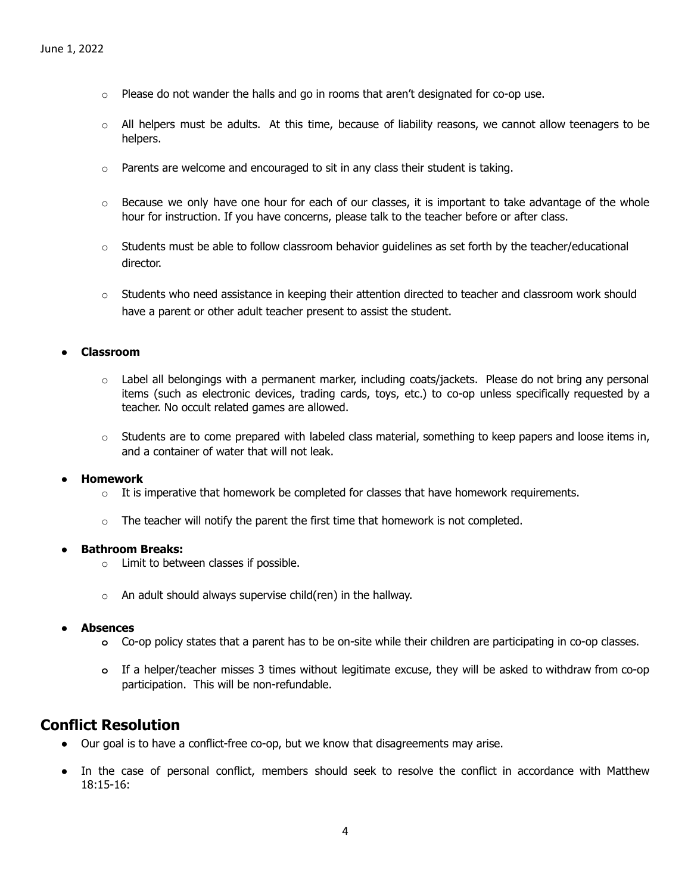- Please do not wander the halls and go in rooms that aren't designated for co-op use.
    - All helpers must be adults. At this time, because of liability reasons, we cannot allow teenagers to be helpers.
    - Parents are welcome and encouraged to sit in any class their student is taking.
    - Because we only have one hour for each of our classes, it is important to take advantage of the whole hour for instruction. If you have concerns, please talk to the teacher before or after class.
    - Students must be able to follow classroom behavior guidelines as set forth by the teacher/educational director.
    - Students who need assistance in keeping their attention directed to teacher and classroom work should have a parent or other adult teacher present to assist the student.

- **Classroom**
    - Label all belongings with a permanent marker, including coats/jackets. Please do not bring any personal items (such as electronic devices, trading cards, toys, etc.) to co-op unless specifically requested by a teacher. No occult related games are allowed.
    - Students are to come prepared with labeled class material, something to keep papers and loose items in, and a container of water that will not leak.

- **Homework**
    - It is imperative that homework be completed for classes that have homework requirements.
    - The teacher will notify the parent the first time that homework is not completed.

- **Bathroom Breaks:**
    - Limit to between classes if possible.
    - An adult should always supervise child(ren) in the hallway.

- **Absences**
    - Co-op policy states that a parent has to be on-site while their children are participating in co-op classes.
    - If a helper/teacher misses 3 times without legitimate excuse, they will be asked to withdraw from co-op participation. This will be non-refundable.

## Conflict Resolution

- Our goal is to have a conflict-free co-op, but we know that disagreements may arise.
- In the case of personal conflict, members should seek to resolve the conflict in accordance with Matthew 18:15-16: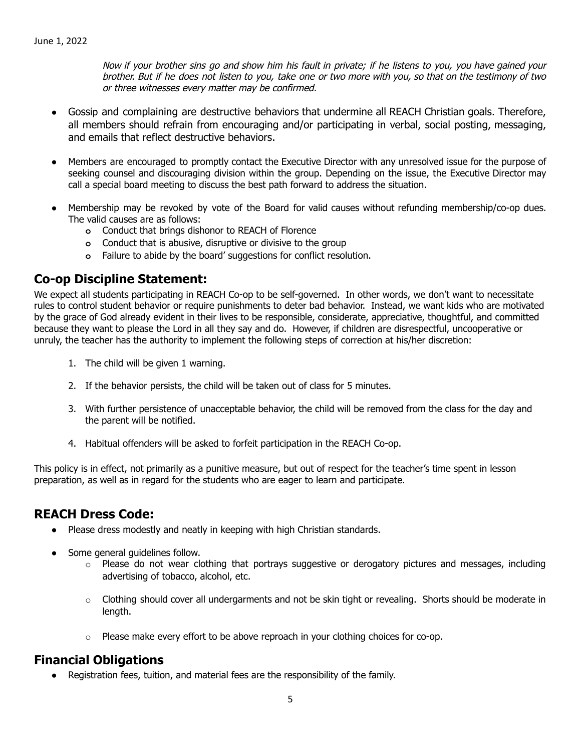*Now if your brother sins go and show him his fault in private; if he listens to you, you have gained your brother. But if he does not listen to you, take one or two more with you, so that on the testimony of two or three witnesses every matter may be confirmed.*

- Gossip and complaining are destructive behaviors that undermine all REACH Christian goals. Therefore, all members should refrain from encouraging and/or participating in verbal, social posting, messaging, and emails that reflect destructive behaviors.

- Members are encouraged to promptly contact the Executive Director with any unresolved issue for the purpose of seeking counsel and discouraging division within the group. Depending on the issue, the Executive Director may call a special board meeting to discuss the best path forward to address the situation.

- Membership may be revoked by vote of the Board for valid causes without refunding membership/co-op dues. The valid causes are as follows:
  - Conduct that brings dishonor to REACH of Florence
  - Conduct that is abusive, disruptive or divisive to the group
  - Failure to abide by the board' suggestions for conflict resolution.

## Co-op Discipline Statement:

We expect all students participating in REACH Co-op to be self-governed. In other words, we don't want to necessitate rules to control student behavior or require punishments to deter bad behavior. Instead, we want kids who are motivated by the grace of God already evident in their lives to be responsible, considerate, appreciative, thoughtful, and committed because they want to please the Lord in all they say and do. However, if children are disrespectful, uncooperative or unruly, the teacher has the authority to implement the following steps of correction at his/her discretion:

1. The child will be given 1 warning.
2. If the behavior persists, the child will be taken out of class for 5 minutes.
3. With further persistence of unacceptable behavior, the child will be removed from the class for the day and the parent will be notified.
4. Habitual offenders will be asked to forfeit participation in the REACH Co-op.

This policy is in effect, not primarily as a punitive measure, but out of respect for the teacher's time spent in lesson preparation, as well as in regard for the students who are eager to learn and participate.

## REACH Dress Code:

- Please dress modestly and neatly in keeping with high Christian standards.
- Some general guidelines follow.
  - Please do not wear clothing that portrays suggestive or derogatory pictures and messages, including advertising of tobacco, alcohol, etc.
  - Clothing should cover all undergarments and not be skin tight or revealing. Shorts should be moderate in length.
  - Please make every effort to be above reproach in your clothing choices for co-op.

## Financial Obligations

- Registration fees, tuition, and material fees are the responsibility of the family.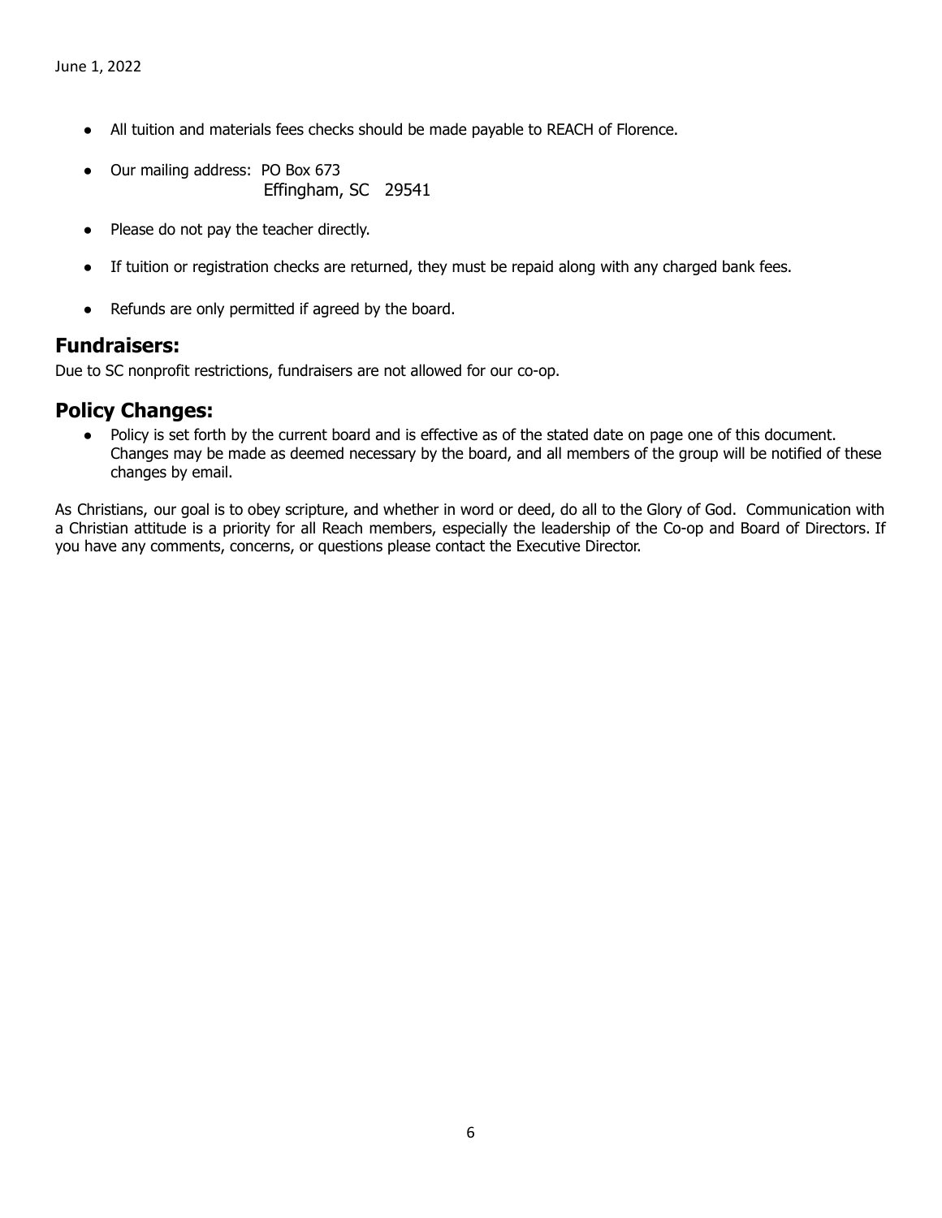- All tuition and materials fees checks should be made payable to REACH of Florence.
- Our mailing address: PO Box 673
  Effingham, SC 29541
- Please do not pay the teacher directly.
- If tuition or registration checks are returned, they must be repaid along with any charged bank fees.
- Refunds are only permitted if agreed by the board.

## Fundraisers:

Due to SC nonprofit restrictions, fundraisers are not allowed for our co-op.

## Policy Changes:

- Policy is set forth by the current board and is effective as of the stated date on page one of this document. Changes may be made as deemed necessary by the board, and all members of the group will be notified of these changes by email.

As Christians, our goal is to obey scripture, and whether in word or deed, do all to the Glory of God. Communication with a Christian attitude is a priority for all Reach members, especially the leadership of the Co-op and Board of Directors. If you have any comments, concerns, or questions please contact the Executive Director.